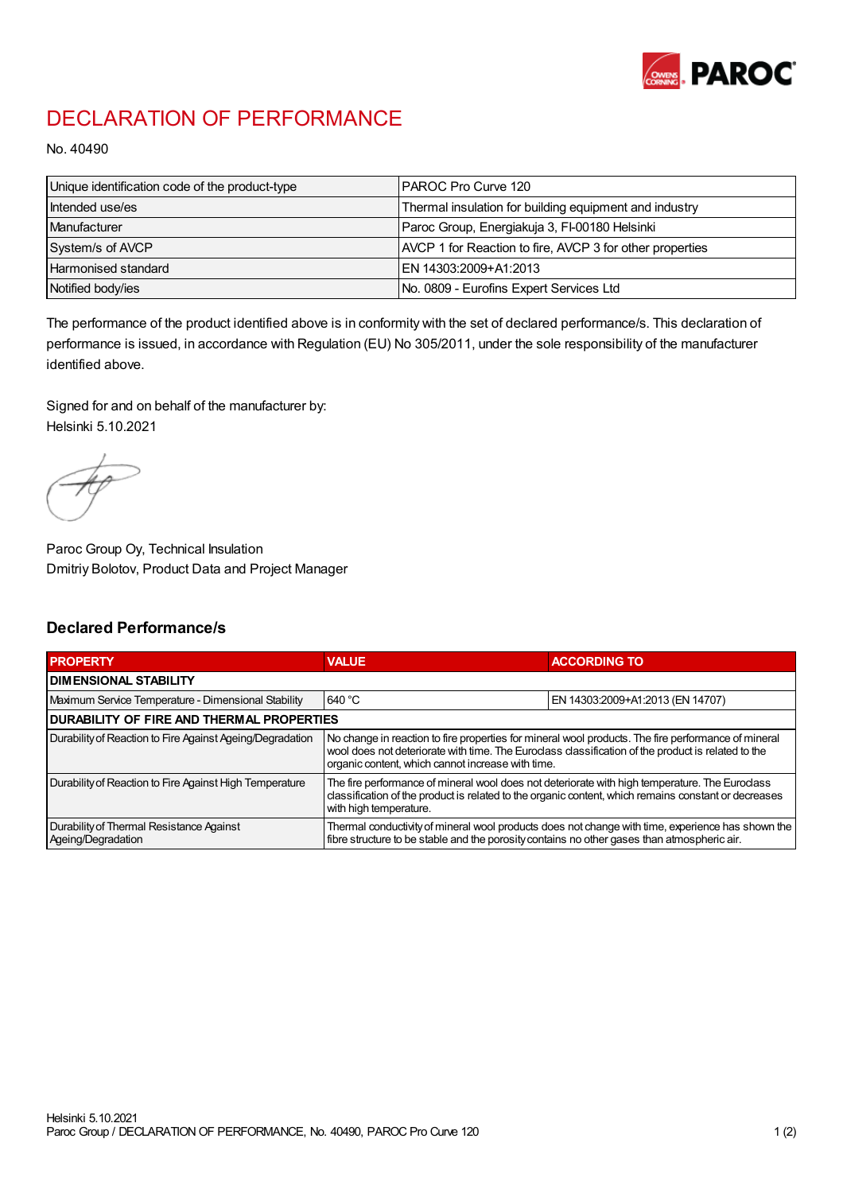# DECLARATION OF PERFORMANCE

No. 40490

| Unique identification code of the product-type | PAROC Pro Curve 120 |
|---|---|
| Intended use/es | Thermal insulation for building equipment and industry |
| Manufacturer | Paroc Group, Energiakuja 3, FI-00180 Helsinki |
| System/s of AVCP | AVCP 1 for Reaction to fire, AVCP 3 for other properties |
| Harmonised standard | EN 14303:2009+A1:2013 |
| Notified body/ies | No. 0809 - Eurofins Expert Services Ltd |

The performance of the product identified above is in conformity with the set of declared performance/s. This declaration of performance is issued, in accordance with Regulation (EU) No 305/2011, under the sole responsibility of the manufacturer identified above.

Signed for and on behalf of the manufacturer by:
Helsinki 5.10.2021

Paroc Group Oy, Technical Insulation
Dmitriy Bolotov, Product Data and Project Manager

## Declared Performance/s

| PROPERTY | VALUE | ACCORDING TO |
|---|---|---|
| **DIMENSIONAL STABILITY** | | |
| Maximum Service Temperature - Dimensional Stability | 640 °C | EN 14303:2009+A1:2013 (EN 14707) |
| **DURABILITY OF FIRE AND THERMAL PROPERTIES** | | |
| Durability of Reaction to Fire Against Ageing/Degradation | No change in reaction to fire properties for mineral wool products. The fire performance of mineral wool does not deteriorate with time. The Euroclass classification of the product is related to the organic content, which cannot increase with time. | |
| Durability of Reaction to Fire Against High Temperature | The fire performance of mineral wool does not deteriorate with high temperature. The Euroclass classification of the product is related to the organic content, which remains constant or decreases with high temperature. | |
| Durability of Thermal Resistance Against Ageing/Degradation | Thermal conductivity of mineral wool products does not change with time, experience has shown the fibre structure to be stable and the porosity contains no other gases than atmospheric air. | |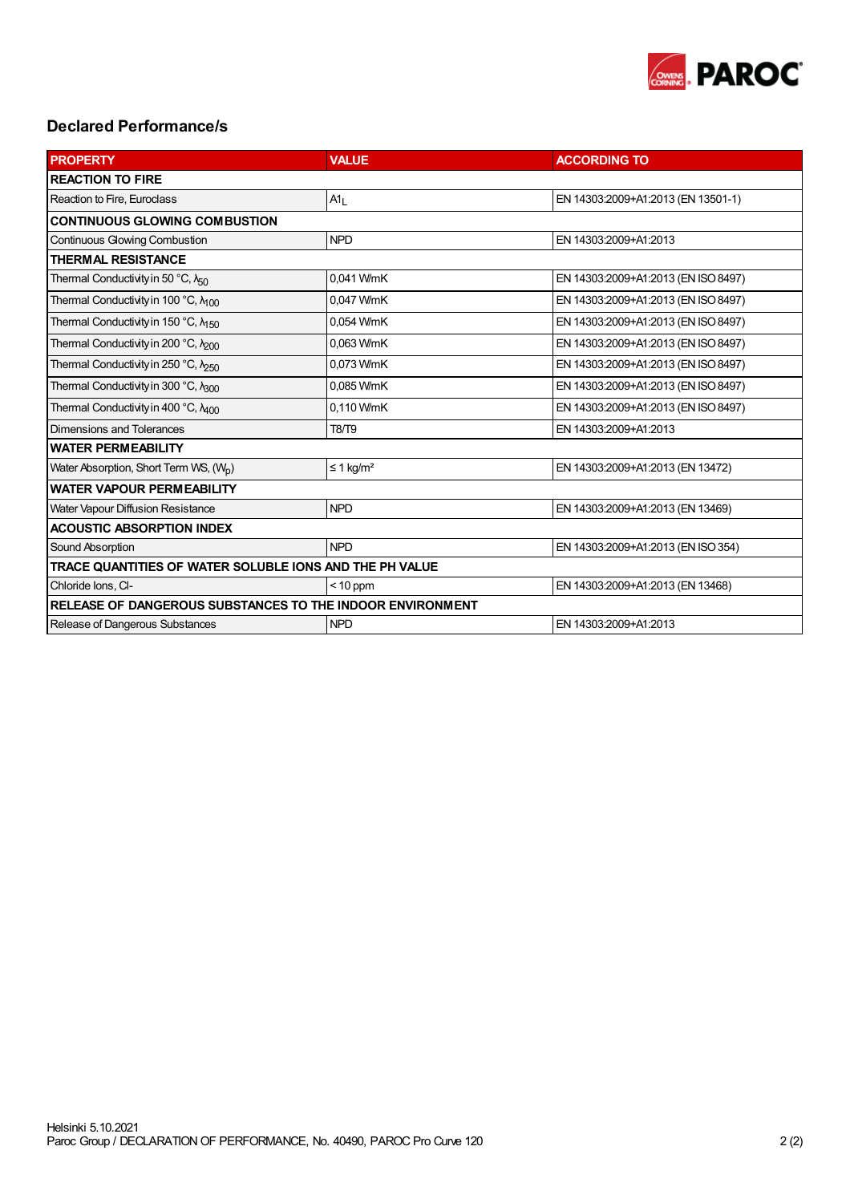## Declared Performance/s

| PROPERTY | VALUE | ACCORDING TO |
|---|---|---|
| **REACTION TO FIRE** | | |
| Reaction to Fire, Euroclass | $A1_L$ | EN 14303:2009+A1:2013 (EN 13501-1) |
| **CONTINUOUS GLOWING COMBUSTION** | | |
| Continuous Glowing Combustion | NPD | EN 14303:2009+A1:2013 |
| **THERMAL RESISTANCE** | | |
| Thermal Conductivity in 50 °C, $\lambda_{50}$ | 0,041 W/mK | EN 14303:2009+A1:2013 (EN ISO 8497) |
| Thermal Conductivity in 100 °C, $\lambda_{100}$ | 0,047 W/mK | EN 14303:2009+A1:2013 (EN ISO 8497) |
| Thermal Conductivity in 150 °C, $\lambda_{150}$ | 0,054 W/mK | EN 14303:2009+A1:2013 (EN ISO 8497) |
| Thermal Conductivity in 200 °C, $\lambda_{200}$ | 0,063 W/mK | EN 14303:2009+A1:2013 (EN ISO 8497) |
| Thermal Conductivity in 250 °C, $\lambda_{250}$ | 0,073 W/mK | EN 14303:2009+A1:2013 (EN ISO 8497) |
| Thermal Conductivity in 300 °C, $\lambda_{300}$ | 0,085 W/mK | EN 14303:2009+A1:2013 (EN ISO 8497) |
| Thermal Conductivity in 400 °C, $\lambda_{400}$ | 0,110 W/mK | EN 14303:2009+A1:2013 (EN ISO 8497) |
| Dimensions and Tolerances | T8/T9 | EN 14303:2009+A1:2013 |
| **WATER PERMEABILITY** | | |
| Water Absorption, Short Term WS, ($W_p$) | ≤ 1 kg/m² | EN 14303:2009+A1:2013 (EN 13472) |
| **WATER VAPOUR PERMEABILITY** | | |
| Water Vapour Diffusion Resistance | NPD | EN 14303:2009+A1:2013 (EN 13469) |
| **ACOUSTIC ABSORPTION INDEX** | | |
| Sound Absorption | NPD | EN 14303:2009+A1:2013 (EN ISO 354) |
| **TRACE QUANTITIES OF WATER SOLUBLE IONS AND THE PH VALUE** | | |
| Chloride Ions, Cl- | < 10 ppm | EN 14303:2009+A1:2013 (EN 13468) |
| **RELEASE OF DANGEROUS SUBSTANCES TO THE INDOOR ENVIRONMENT** | | |
| Release of Dangerous Substances | NPD | EN 14303:2009+A1:2013 |

Helsinki 5.10.2021
Paroc Group / DECLARATION OF PERFORMANCE, No. 40490, PAROC Pro Curve 120